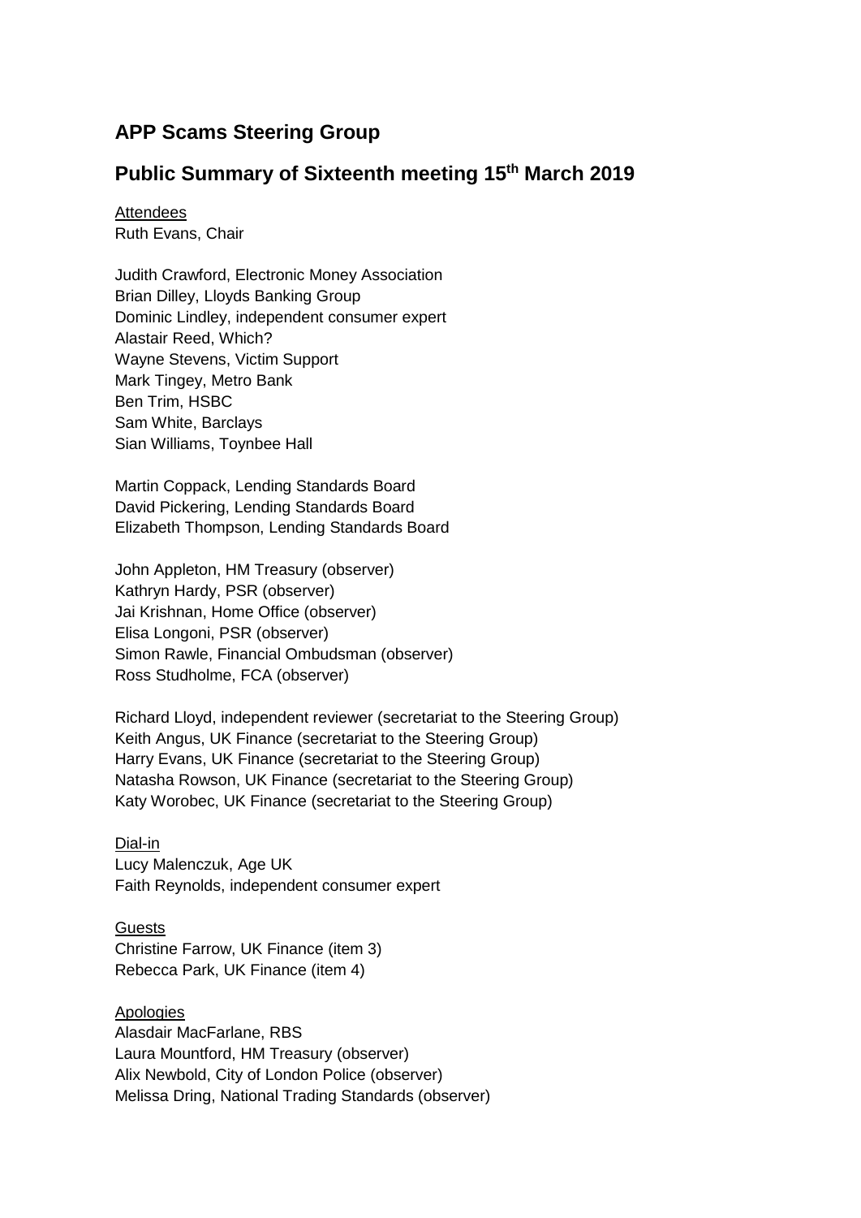# APP Scams Steering Group

## Public Summary of Sixteenth meeting 15th March 2019

Attendees
Ruth Evans, Chair

Judith Crawford, Electronic Money Association
Brian Dilley, Lloyds Banking Group
Dominic Lindley, independent consumer expert
Alastair Reed, Which?
Wayne Stevens, Victim Support
Mark Tingey, Metro Bank
Ben Trim, HSBC
Sam White, Barclays
Sian Williams, Toynbee Hall

Martin Coppack, Lending Standards Board
David Pickering, Lending Standards Board
Elizabeth Thompson, Lending Standards Board

John Appleton, HM Treasury (observer)
Kathryn Hardy, PSR (observer)
Jai Krishnan, Home Office (observer)
Elisa Longoni, PSR (observer)
Simon Rawle, Financial Ombudsman (observer)
Ross Studholme, FCA (observer)

Richard Lloyd, independent reviewer (secretariat to the Steering Group)
Keith Angus, UK Finance (secretariat to the Steering Group)
Harry Evans, UK Finance (secretariat to the Steering Group)
Natasha Rowson, UK Finance (secretariat to the Steering Group)
Katy Worobec, UK Finance (secretariat to the Steering Group)

Dial-in
Lucy Malenczuk, Age UK
Faith Reynolds, independent consumer expert

Guests
Christine Farrow, UK Finance (item 3)
Rebecca Park, UK Finance (item 4)

Apologies
Alasdair MacFarlane, RBS
Laura Mountford, HM Treasury (observer)
Alix Newbold, City of London Police (observer)
Melissa Dring, National Trading Standards (observer)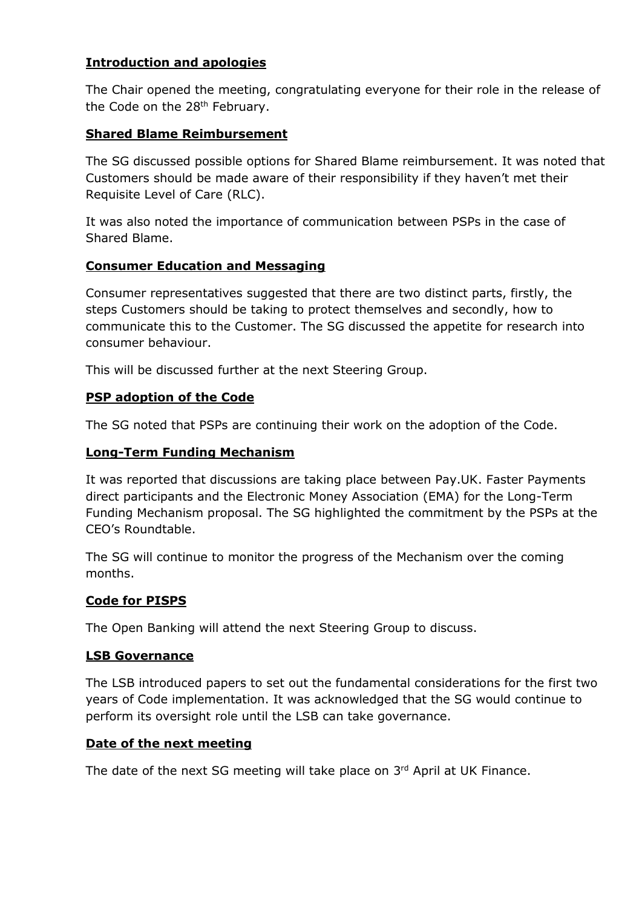## Introduction and apologies

The Chair opened the meeting, congratulating everyone for their role in the release of the Code on the 28th February.

## Shared Blame Reimbursement

The SG discussed possible options for Shared Blame reimbursement. It was noted that Customers should be made aware of their responsibility if they haven't met their Requisite Level of Care (RLC).

It was also noted the importance of communication between PSPs in the case of Shared Blame.

## Consumer Education and Messaging

Consumer representatives suggested that there are two distinct parts, firstly, the steps Customers should be taking to protect themselves and secondly, how to communicate this to the Customer. The SG discussed the appetite for research into consumer behaviour.

This will be discussed further at the next Steering Group.

## PSP adoption of the Code

The SG noted that PSPs are continuing their work on the adoption of the Code.

## Long-Term Funding Mechanism

It was reported that discussions are taking place between Pay.UK. Faster Payments direct participants and the Electronic Money Association (EMA) for the Long-Term Funding Mechanism proposal. The SG highlighted the commitment by the PSPs at the CEO's Roundtable.

The SG will continue to monitor the progress of the Mechanism over the coming months.

## Code for PISPS

The Open Banking will attend the next Steering Group to discuss.

## LSB Governance

The LSB introduced papers to set out the fundamental considerations for the first two years of Code implementation. It was acknowledged that the SG would continue to perform its oversight role until the LSB can take governance.

## Date of the next meeting

The date of the next SG meeting will take place on 3rd April at UK Finance.